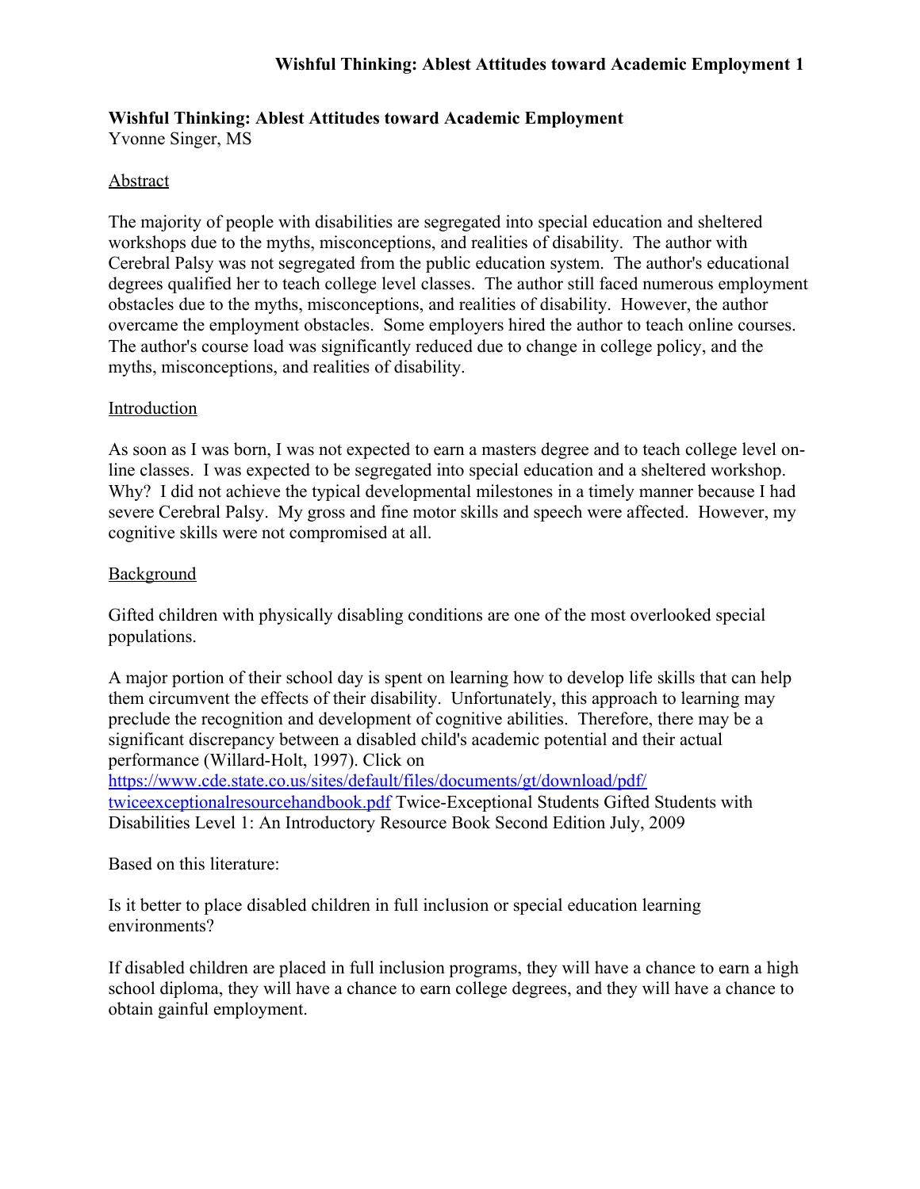# Wishful Thinking: Ablest Attitudes toward Academic Employment

Yvonne Singer, MS

## Abstract

The majority of people with disabilities are segregated into special education and sheltered workshops due to the myths, misconceptions, and realities of disability. The author with Cerebral Palsy was not segregated from the public education system. The author's educational degrees qualified her to teach college level classes. The author still faced numerous employment obstacles due to the myths, misconceptions, and realities of disability. However, the author overcame the employment obstacles. Some employers hired the author to teach online courses. The author's course load was significantly reduced due to change in college policy, and the myths, misconceptions, and realities of disability.

## Introduction

As soon as I was born, I was not expected to earn a masters degree and to teach college level on-line classes. I was expected to be segregated into special education and a sheltered workshop. Why? I did not achieve the typical developmental milestones in a timely manner because I had severe Cerebral Palsy. My gross and fine motor skills and speech were affected. However, my cognitive skills were not compromised at all.

## Background

Gifted children with physically disabling conditions are one of the most overlooked special populations.

A major portion of their school day is spent on learning how to develop life skills that can help them circumvent the effects of their disability. Unfortunately, this approach to learning may preclude the recognition and development of cognitive abilities. Therefore, there may be a significant discrepancy between a disabled child's academic potential and their actual performance (Willard-Holt, 1997). Click on [https://www.cde.state.co.us/sites/default/files/documents/gt/download/pdf/twiceexceptionalresourcehandbook.pdf](https://www.cde.state.co.us/sites/default/files/documents/gt/download/pdf/twiceexceptionalresourcehandbook.pdf) Twice-Exceptional Students Gifted Students with Disabilities Level 1: An Introductory Resource Book Second Edition July, 2009

Based on this literature:

Is it better to place disabled children in full inclusion or special education learning environments?

If disabled children are placed in full inclusion programs, they will have a chance to earn a high school diploma, they will have a chance to earn college degrees, and they will have a chance to obtain gainful employment.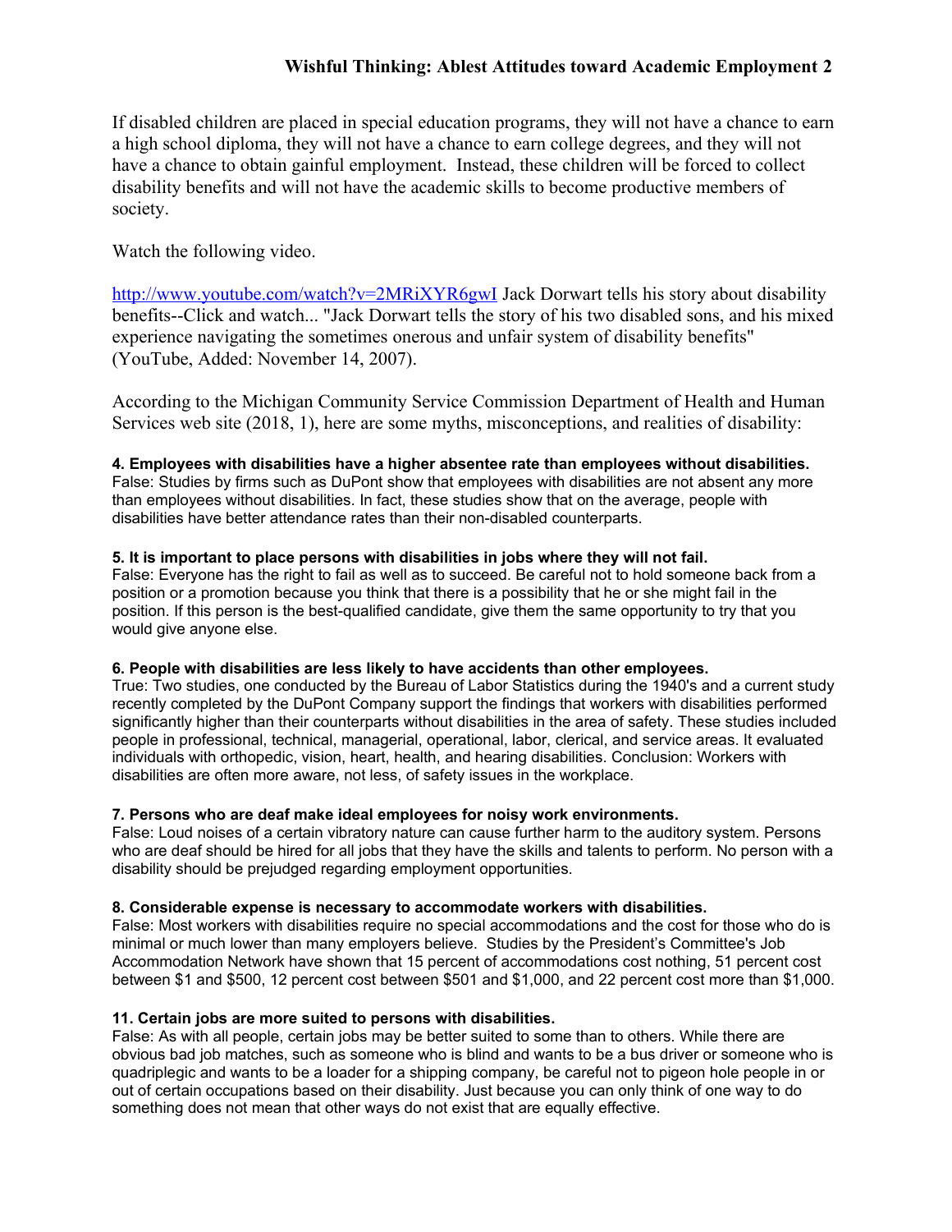If disabled children are placed in special education programs, they will not have a chance to earn a high school diploma, they will not have a chance to earn college degrees, and they will not have a chance to obtain gainful employment. Instead, these children will be forced to collect disability benefits and will not have the academic skills to become productive members of society.

Watch the following video.

http://www.youtube.com/watch?v=2MRiXYR6gwI Jack Dorwart tells his story about disability benefits--Click and watch... "Jack Dorwart tells the story of his two disabled sons, and his mixed experience navigating the sometimes onerous and unfair system of disability benefits" (YouTube, Added: November 14, 2007).

According to the Michigan Community Service Commission Department of Health and Human Services web site (2018, 1), here are some myths, misconceptions, and realities of disability:

**4. Employees with disabilities have a higher absentee rate than employees without disabilities.**
False: Studies by firms such as DuPont show that employees with disabilities are not absent any more than employees without disabilities. In fact, these studies show that on the average, people with disabilities have better attendance rates than their non-disabled counterparts.

**5. It is important to place persons with disabilities in jobs where they will not fail.**
False: Everyone has the right to fail as well as to succeed. Be careful not to hold someone back from a position or a promotion because you think that there is a possibility that he or she might fail in the position. If this person is the best-qualified candidate, give them the same opportunity to try that you would give anyone else.

**6. People with disabilities are less likely to have accidents than other employees.**
True: Two studies, one conducted by the Bureau of Labor Statistics during the 1940's and a current study recently completed by the DuPont Company support the findings that workers with disabilities performed significantly higher than their counterparts without disabilities in the area of safety. These studies included people in professional, technical, managerial, operational, labor, clerical, and service areas. It evaluated individuals with orthopedic, vision, heart, health, and hearing disabilities. Conclusion: Workers with disabilities are often more aware, not less, of safety issues in the workplace.

**7. Persons who are deaf make ideal employees for noisy work environments.**
False: Loud noises of a certain vibratory nature can cause further harm to the auditory system. Persons who are deaf should be hired for all jobs that they have the skills and talents to perform. No person with a disability should be prejudged regarding employment opportunities.

**8. Considerable expense is necessary to accommodate workers with disabilities.**
False: Most workers with disabilities require no special accommodations and the cost for those who do is minimal or much lower than many employers believe. Studies by the President's Committee's Job Accommodation Network have shown that 15 percent of accommodations cost nothing, 51 percent cost between $1 and $500, 12 percent cost between $501 and $1,000, and 22 percent cost more than $1,000.

**11. Certain jobs are more suited to persons with disabilities.**
False: As with all people, certain jobs may be better suited to some than to others. While there are obvious bad job matches, such as someone who is blind and wants to be a bus driver or someone who is quadriplegic and wants to be a loader for a shipping company, be careful not to pigeon hole people in or out of certain occupations based on their disability. Just because you can only think of one way to do something does not mean that other ways do not exist that are equally effective.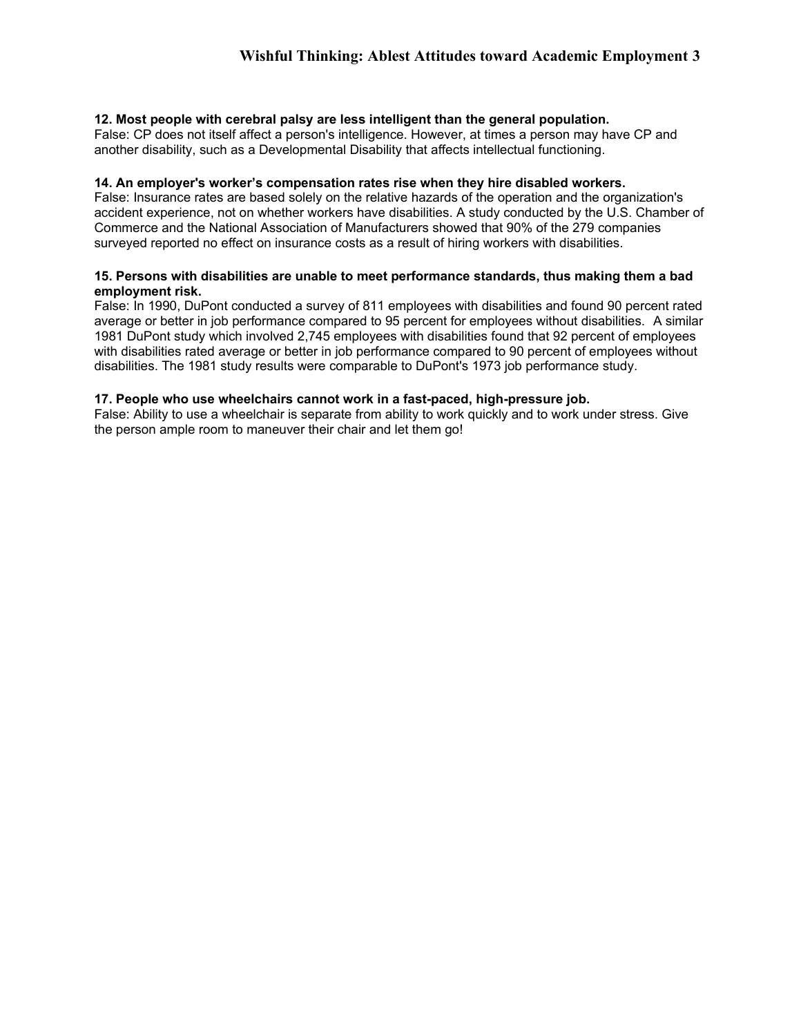**12. Most people with cerebral palsy are less intelligent than the general population.**
False: CP does not itself affect a person's intelligence. However, at times a person may have CP and another disability, such as a Developmental Disability that affects intellectual functioning.

**14. An employer's worker's compensation rates rise when they hire disabled workers.**
False: Insurance rates are based solely on the relative hazards of the operation and the organization's accident experience, not on whether workers have disabilities. A study conducted by the U.S. Chamber of Commerce and the National Association of Manufacturers showed that 90% of the 279 companies surveyed reported no effect on insurance costs as a result of hiring workers with disabilities.

**15. Persons with disabilities are unable to meet performance standards, thus making them a bad employment risk.**
False: In 1990, DuPont conducted a survey of 811 employees with disabilities and found 90 percent rated average or better in job performance compared to 95 percent for employees without disabilities. A similar 1981 DuPont study which involved 2,745 employees with disabilities found that 92 percent of employees with disabilities rated average or better in job performance compared to 90 percent of employees without disabilities. The 1981 study results were comparable to DuPont's 1973 job performance study.

**17. People who use wheelchairs cannot work in a fast-paced, high-pressure job.**
False: Ability to use a wheelchair is separate from ability to work quickly and to work under stress. Give the person ample room to maneuver their chair and let them go!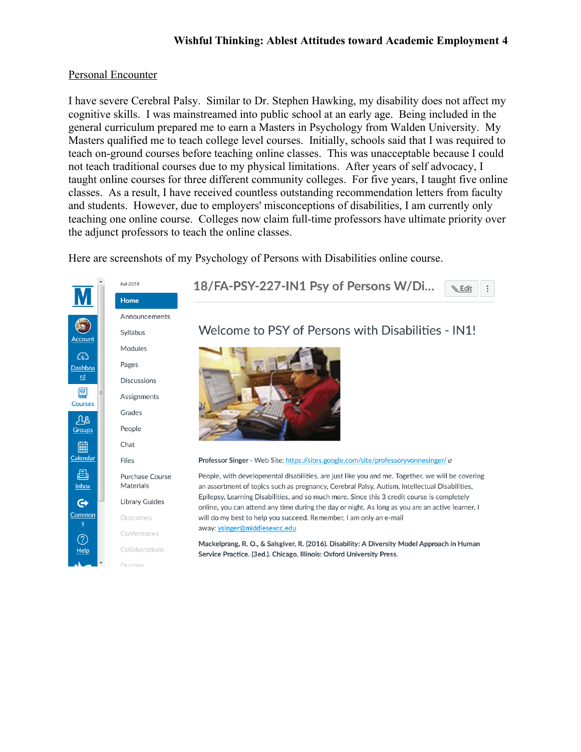## Personal Encounter

I have severe Cerebral Palsy. Similar to Dr. Stephen Hawking, my disability does not affect my cognitive skills. I was mainstreamed into public school at an early age. Being included in the general curriculum prepared me to earn a Masters in Psychology from Walden University. My Masters qualified me to teach college level courses. Initially, schools said that I was required to teach on-ground courses before teaching online classes. This was unacceptable because I could not teach traditional courses due to my physical limitations. After years of self advocacy, I taught online courses for three different community colleges. For five years, I taught five online classes. As a result, I have received countless outstanding recommendation letters from faculty and students. However, due to employers' misconceptions of disabilities, I am currently only teaching one online course. Colleges now claim full-time professors have ultimate priority over the adjunct professors to teach the online classes.

Here are screenshots of my Psychology of Persons with Disabilities online course.

Fall 2018

18/FA-PSY-227-IN1 Psy of Persons W/Di...

Account | Dashboard | Courses | Groups | Calendar | Inbox | Commons | Help

Home | Announcements | Syllabus | Modules | Pages | Discussions | Assignments | Grades | People | Chat | Files | Purchase Course Materials | Library Guides | Outcomes | Conferences | Collaborations | Quizzes

### Welcome to PSY of Persons with Disabilities - IN1!

**Professor Singer** - Web Site: https://sites.google.com/site/professoryvonnesinger/

People, with developmental disabilities, are just like you and me. Together, we will be covering an assortment of topics such as pregnancy, Cerebral Palsy, Autism, Intellectual Disabilities, Epilepsy, Learning Disabilities, and so much more. Since this 3 credit course is completely online, you can attend any time during the day or night. As long as you are an active learner, I will do my best to help you succeed. Remember, I am only an e-mail away: ysinger@middlesexcc.edu

**Mackelprang, R. O., & Salsgiver, R. (2016). Disability: A Diversity Model Approach in Human Service Practice. (3ed.). Chicago, Illinois: Oxford University Press.**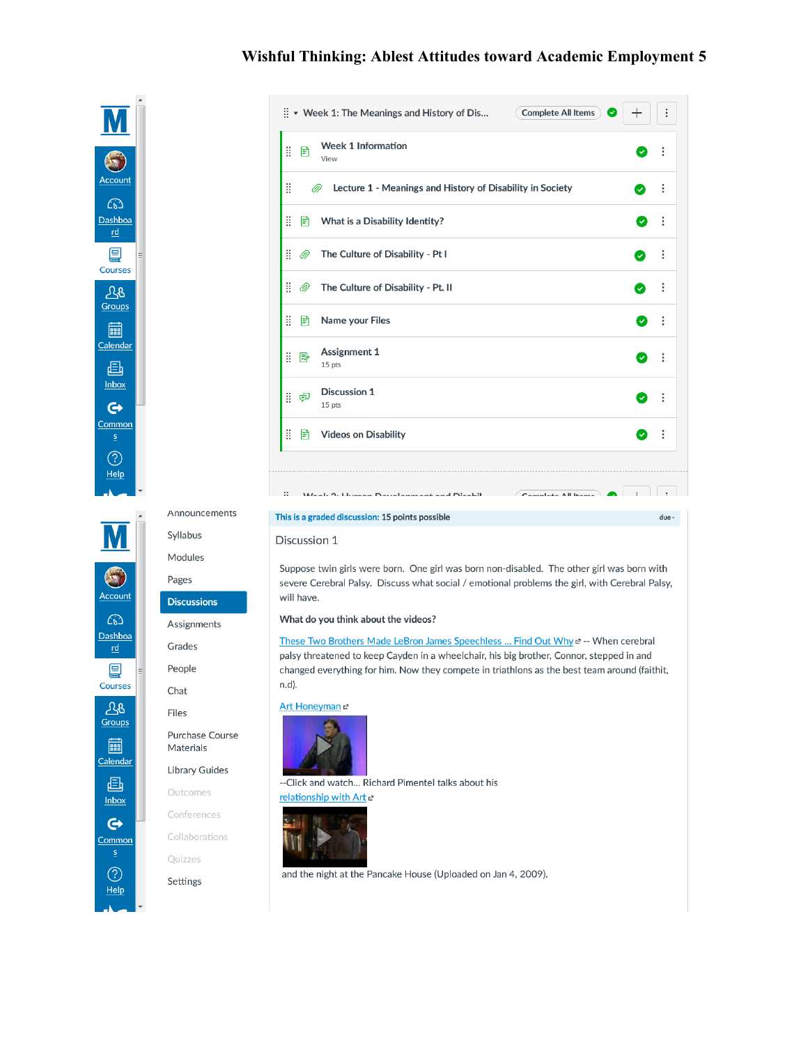Week 1: The Meanings and History of Dis... | Complete All Items

- Week 1 Information
  View
- Lecture 1 - Meanings and History of Disability in Society
- What is a Disability Identity?
- The Culture of Disability - Pt I
- The Culture of Disability - Pt. II
- Name your Files
- Assignment 1
  15 pts
- Discussion 1
  15 pts
- Videos on Disability

---

Announcements
Syllabus
Modules
Pages
**Discussions**
Assignments
Grades
People
Chat
Files
Purchase Course Materials
Library Guides
Outcomes
Conferences
Collaborations
Quizzes
Settings

**This is a graded discussion: 15 points possible** due -

Discussion 1

Suppose twin girls were born. One girl was born non-disabled. The other girl was born with severe Cerebral Palsy. Discuss what social / emotional problems the girl, with Cerebral Palsy, will have.

**What do you think about the videos?**

These Two Brothers Made LeBron James Speechless ... Find Out Why -- When cerebral palsy threatened to keep Cayden in a wheelchair, his big brother, Connor, stepped in and changed everything for him. Now they compete in triathlons as the best team around (faithit, n.d).

Art Honeyman

--Click and watch... Richard Pimentel talks about his relationship with Art

and the night at the Pancake House (Uploaded on Jan 4, 2009).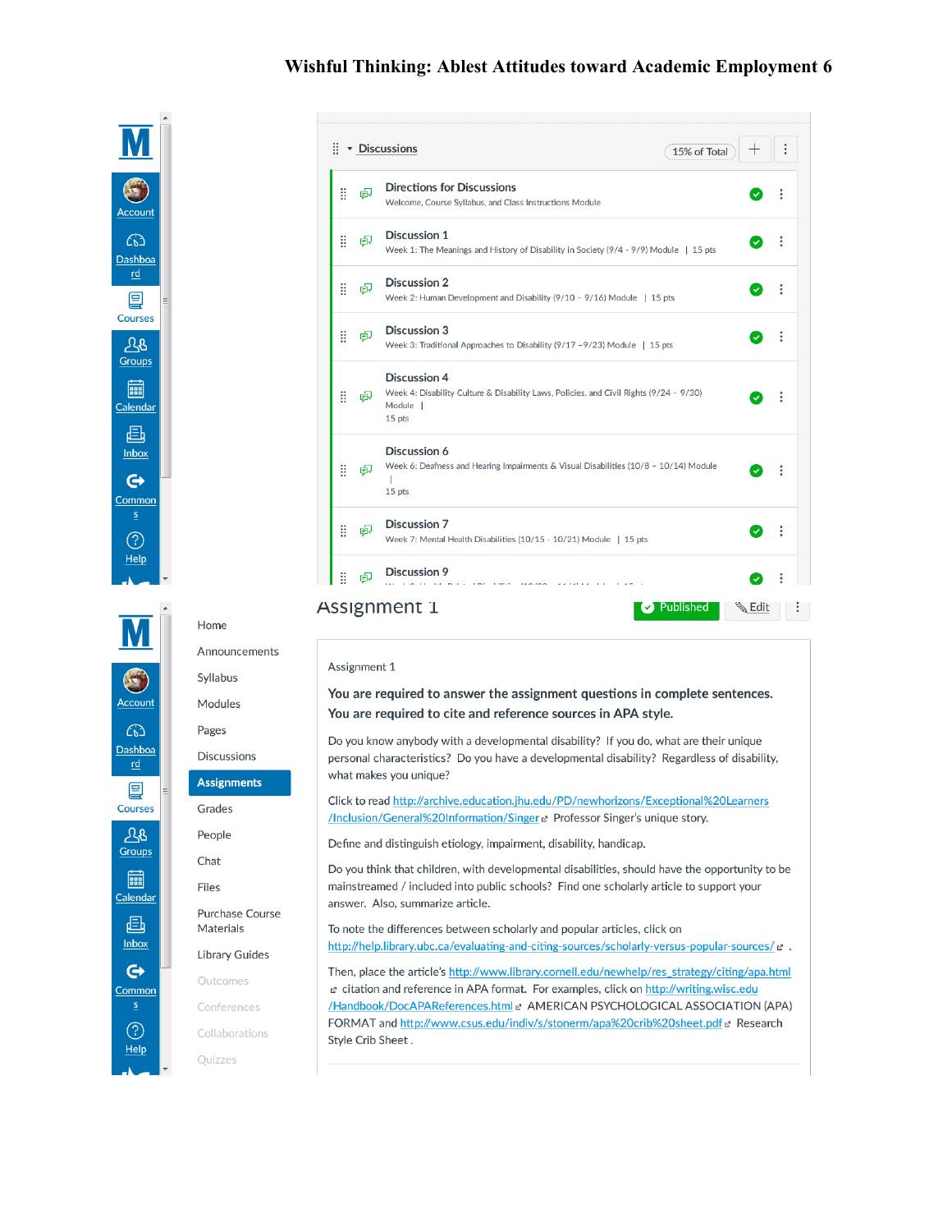Discussions

15% of Total

**Directions for Discussions**
Welcome, Course Syllabus, and Class Instructions Module

**Discussion 1**
Week 1: The Meanings and History of Disability in Society (9/4 - 9/9) Module | 15 pts

**Discussion 2**
Week 2: Human Development and Disability (9/10 – 9/16) Module | 15 pts

**Discussion 3**
Week 3: Traditional Approaches to Disability (9/17 –9/23) Module | 15 pts

**Discussion 4**
Week 4: Disability Culture & Disability Laws, Policies, and Civil Rights (9/24 – 9/30) Module | 15 pts

**Discussion 6**
Week 6: Deafness and Hearing Impairments & Visual Disabilities (10/8 – 10/14) Module | 15 pts

**Discussion 7**
Week 7: Mental Health Disabilities (10/15 - 10/21) Module | 15 pts

**Discussion 9**

Home
Announcements
Syllabus
Modules
Pages
Discussions
Assignments
Grades
People
Chat
Files
Purchase Course Materials
Library Guides
Outcomes
Conferences
Collaborations
Quizzes

# Assignment 1

Published Edit

Assignment 1

**You are required to answer the assignment questions in complete sentences. You are required to cite and reference sources in APA style.**

Do you know anybody with a developmental disability? If you do, what are their unique personal characteristics? Do you have a developmental disability? Regardless of disability, what makes you unique?

Click to read http://archive.education.jhu.edu/PD/newhorizons/Exceptional%20Learners/Inclusion/General%20Information/Singer Professor Singer's unique story.

Define and distinguish etiology, impairment, disability, handicap.

Do you think that children, with developmental disabilities, should have the opportunity to be mainstreamed / included into public schools? Find one scholarly article to support your answer. Also, summarize article.

To note the differences between scholarly and popular articles, click on http://help.library.ubc.ca/evaluating-and-citing-sources/scholarly-versus-popular-sources/ .

Then, place the article's http://www.library.cornell.edu/newhelp/res_strategy/citing/apa.html citation and reference in APA format. For examples, click on http://writing.wisc.edu/Handbook/DocAPAReferences.html AMERICAN PSYCHOLOGICAL ASSOCIATION (APA) FORMAT and http://www.csus.edu/indiv/s/stonerm/apa%20crib%20sheet.pdf Research Style Crib Sheet .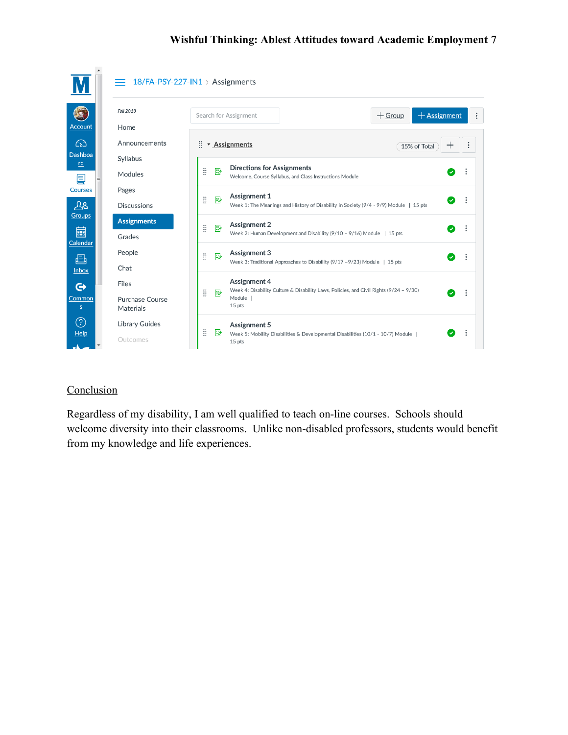18/FA-PSY-227-IN1 > Assignments

Fall 2018

- Home
- Announcements
- Syllabus
- Modules
- Pages
- Discussions
- **Assignments**
- Grades
- People
- Chat
- Files
- Purchase Course Materials
- Library Guides
- Outcomes

**Assignments** — 15% of Total

- **Directions for Assignments**
  Welcome, Course Syllabus, and Class Instructions Module
- **Assignment 1**
  Week 1: The Meanings and History of Disability in Society (9/4 - 9/9) Module | 15 pts
- **Assignment 2**
  Week 2: Human Development and Disability (9/10 – 9/16) Module | 15 pts
- **Assignment 3**
  Week 3: Traditional Approaches to Disability (9/17 –9/23) Module | 15 pts
- **Assignment 4**
  Week 4: Disability Culture & Disability Laws, Policies, and Civil Rights (9/24 – 9/30) Module | 15 pts
- **Assignment 5**
  Week 5: Mobility Disabilities & Developmental Disabilities (10/1 - 10/7) Module | 15 pts

## Conclusion

Regardless of my disability, I am well qualified to teach on-line courses. Schools should welcome diversity into their classrooms. Unlike non-disabled professors, students would benefit from my knowledge and life experiences.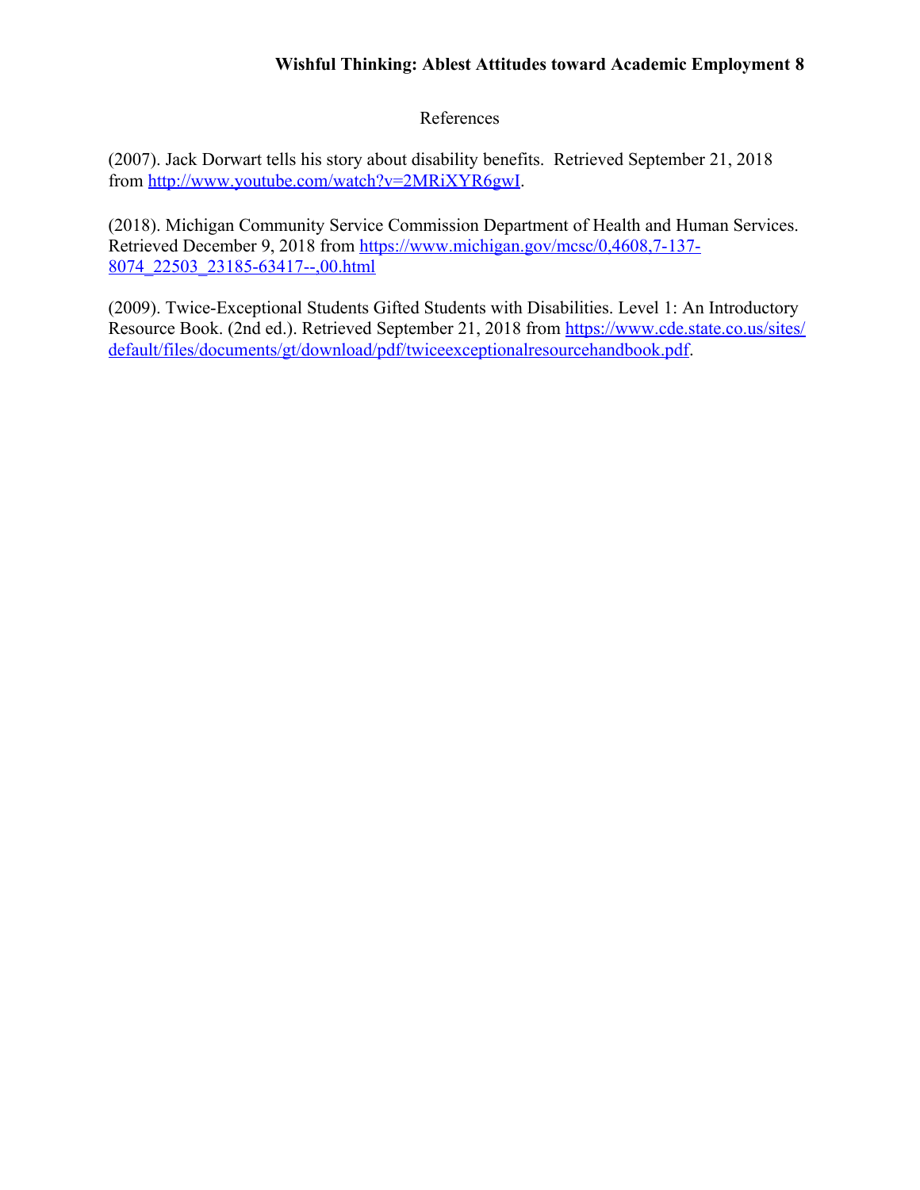## References

(2007). Jack Dorwart tells his story about disability benefits. Retrieved September 21, 2018 from http://www.youtube.com/watch?v=2MRiXYR6gwI.

(2018). Michigan Community Service Commission Department of Health and Human Services. Retrieved December 9, 2018 from https://www.michigan.gov/mcsc/0,4608,7-137-8074_22503_23185-63417--,00.html

(2009). Twice-Exceptional Students Gifted Students with Disabilities. Level 1: An Introductory Resource Book. (2nd ed.). Retrieved September 21, 2018 from https://www.cde.state.co.us/sites/default/files/documents/gt/download/pdf/twiceexceptionalresourcehandbook.pdf.